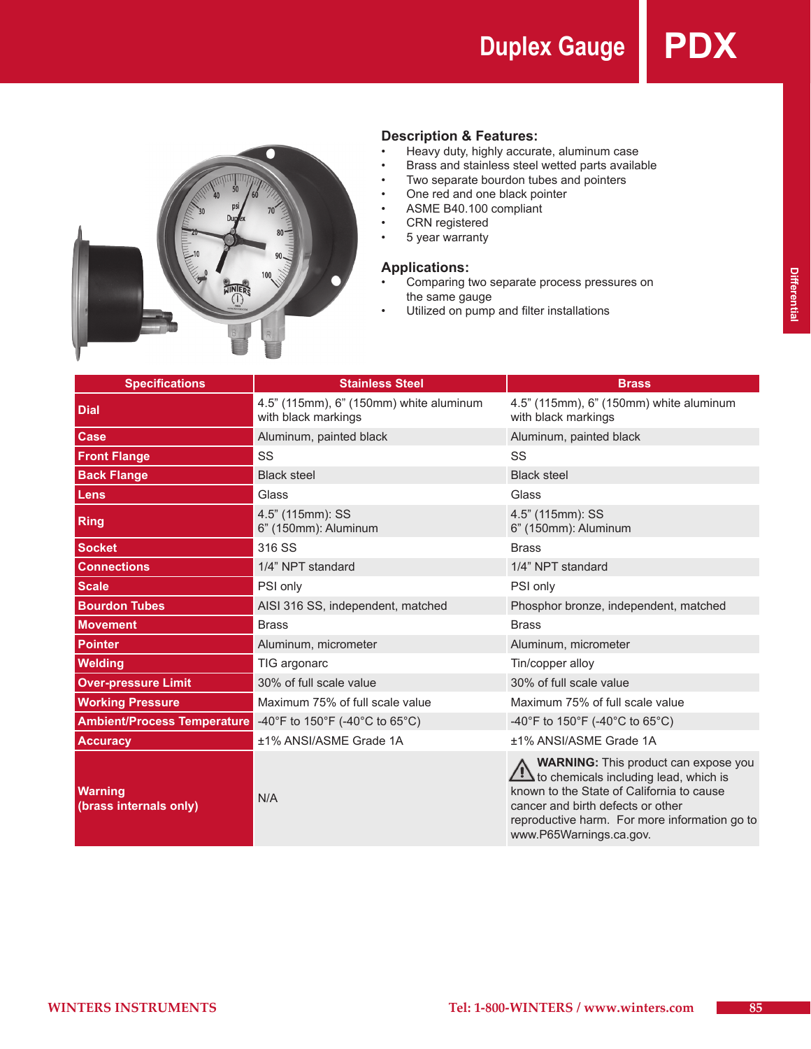# Duplex Gauge PDX

### Description & Features:

- Heavy duty, highly accurate, aluminum case
- Brass and stainless steel wetted parts available
- Two separate bourdon tubes and pointers
- One red and one black pointer
- ASME B40.100 compliant
- CRN registered
- 5 year warranty

### Applications:

- Comparing two separate process pressures on the same gauge
- Utilized on pump and filter installations

| Specifications | Stainless Steel | Brass |
|---|---|---|
| **Dial** | 4.5" (115mm), 6" (150mm) white aluminum with black markings | 4.5" (115mm), 6" (150mm) white aluminum with black markings |
| **Case** | Aluminum, painted black | Aluminum, painted black |
| **Front Flange** | SS | SS |
| **Back Flange** | Black steel | Black steel |
| **Lens** | Glass | Glass |
| **Ring** | 4.5" (115mm): SS<br>6" (150mm): Aluminum | 4.5" (115mm): SS<br>6" (150mm): Aluminum |
| **Socket** | 316 SS | Brass |
| **Connections** | 1/4" NPT standard | 1/4" NPT standard |
| **Scale** | PSI only | PSI only |
| **Bourdon Tubes** | AISI 316 SS, independent, matched | Phosphor bronze, independent, matched |
| **Movement** | Brass | Brass |
| **Pointer** | Aluminum, micrometer | Aluminum, micrometer |
| **Welding** | TIG argonarc | Tin/copper alloy |
| **Over-pressure Limit** | 30% of full scale value | 30% of full scale value |
| **Working Pressure** | Maximum 75% of full scale value | Maximum 75% of full scale value |
| **Ambient/Process Temperature** | -40°F to 150°F (-40°C to 65°C) | -40°F to 150°F (-40°C to 65°C) |
| **Accuracy** | ±1% ANSI/ASME Grade 1A | ±1% ANSI/ASME Grade 1A |
| **Warning (brass internals only)** | N/A | **WARNING:** This product can expose you to chemicals including lead, which is known to the State of California to cause cancer and birth defects or other reproductive harm. For more information go to www.P65Warnings.ca.gov. |

WINTERS INSTRUMENTS Tel: 1-800-WINTERS / www.winters.com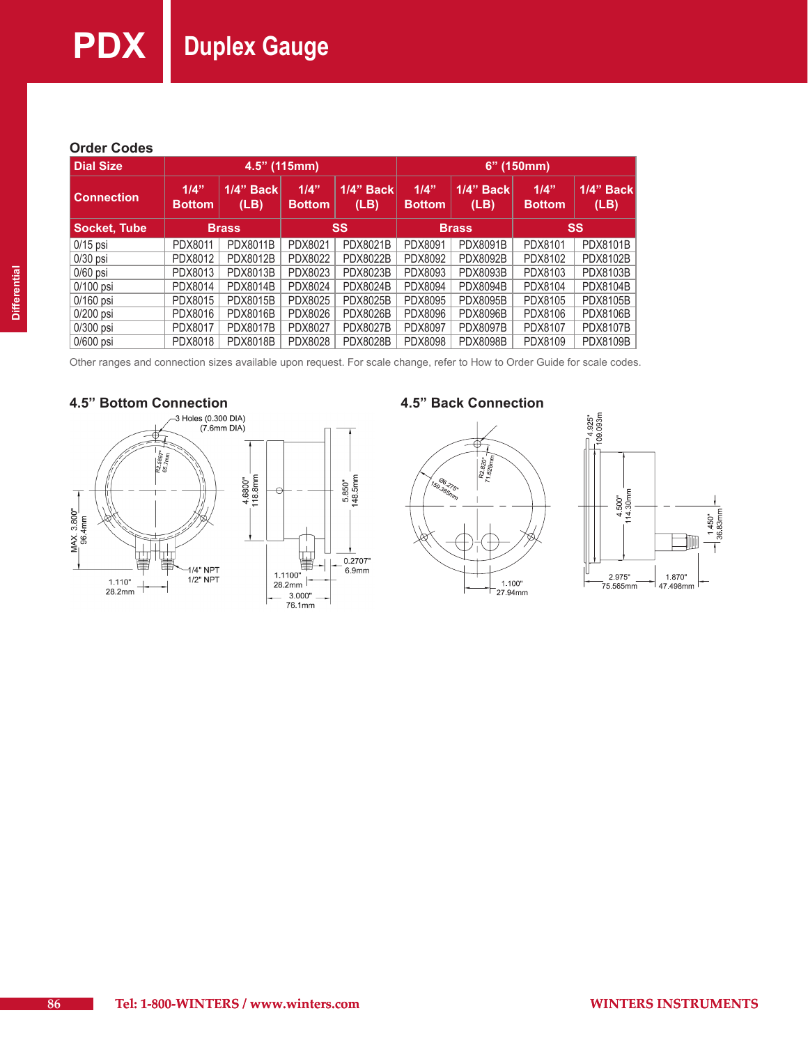# PDX Duplex Gauge

## Order Codes

| Dial Size | 4.5" (115mm) | | | | 6" (150mm) | | | |
|---|---|---|---|---|---|---|---|---|
| Connection | 1/4" Bottom | 1/4" Back (LB) | 1/4" Bottom | 1/4" Back (LB) | 1/4" Bottom | 1/4" Back (LB) | 1/4" Bottom | 1/4" Back (LB) |
| Socket, Tube | Brass | | SS | | Brass | | SS | |
| 0/15 psi | PDX8011 | PDX8011B | PDX8021 | PDX8021B | PDX8091 | PDX8091B | PDX8101 | PDX8101B |
| 0/30 psi | PDX8012 | PDX8012B | PDX8022 | PDX8022B | PDX8092 | PDX8092B | PDX8102 | PDX8102B |
| 0/60 psi | PDX8013 | PDX8013B | PDX8023 | PDX8023B | PDX8093 | PDX8093B | PDX8103 | PDX8103B |
| 0/100 psi | PDX8014 | PDX8014B | PDX8024 | PDX8024B | PDX8094 | PDX8094B | PDX8104 | PDX8104B |
| 0/160 psi | PDX8015 | PDX8015B | PDX8025 | PDX8025B | PDX8095 | PDX8095B | PDX8105 | PDX8105B |
| 0/200 psi | PDX8016 | PDX8016B | PDX8026 | PDX8026B | PDX8096 | PDX8096B | PDX8106 | PDX8106B |
| 0/300 psi | PDX8017 | PDX8017B | PDX8027 | PDX8027B | PDX8097 | PDX8097B | PDX8107 | PDX8107B |
| 0/600 psi | PDX8018 | PDX8018B | PDX8028 | PDX8028B | PDX8098 | PDX8098B | PDX8109 | PDX8109B |

Other ranges and connection sizes available upon request. For scale change, refer to How to Order Guide for scale codes.

### 4.5" Bottom Connection

3 Holes (0.300 DIA) (7.6mm DIA)
R2.587" 65.7mm
MAX. 3.800" 96.4mm
1/4" NPT
1/2" NPT
1.110" 28.2mm
4.6800" 118.8mm
5.850" 148.5mm
0.2707" 6.9mm
1.1100" 28.2mm
3.000" 76.1mm

### 4.5" Back Connection

Ø6.275" 159.385mm
R2.820" 71.628mm
1.100" 27.94mm
4.925" 109.093m
4.500" 114.30mm
1.450" 36.83mm
2.975" 75.565mm
1.870" 47.498mm